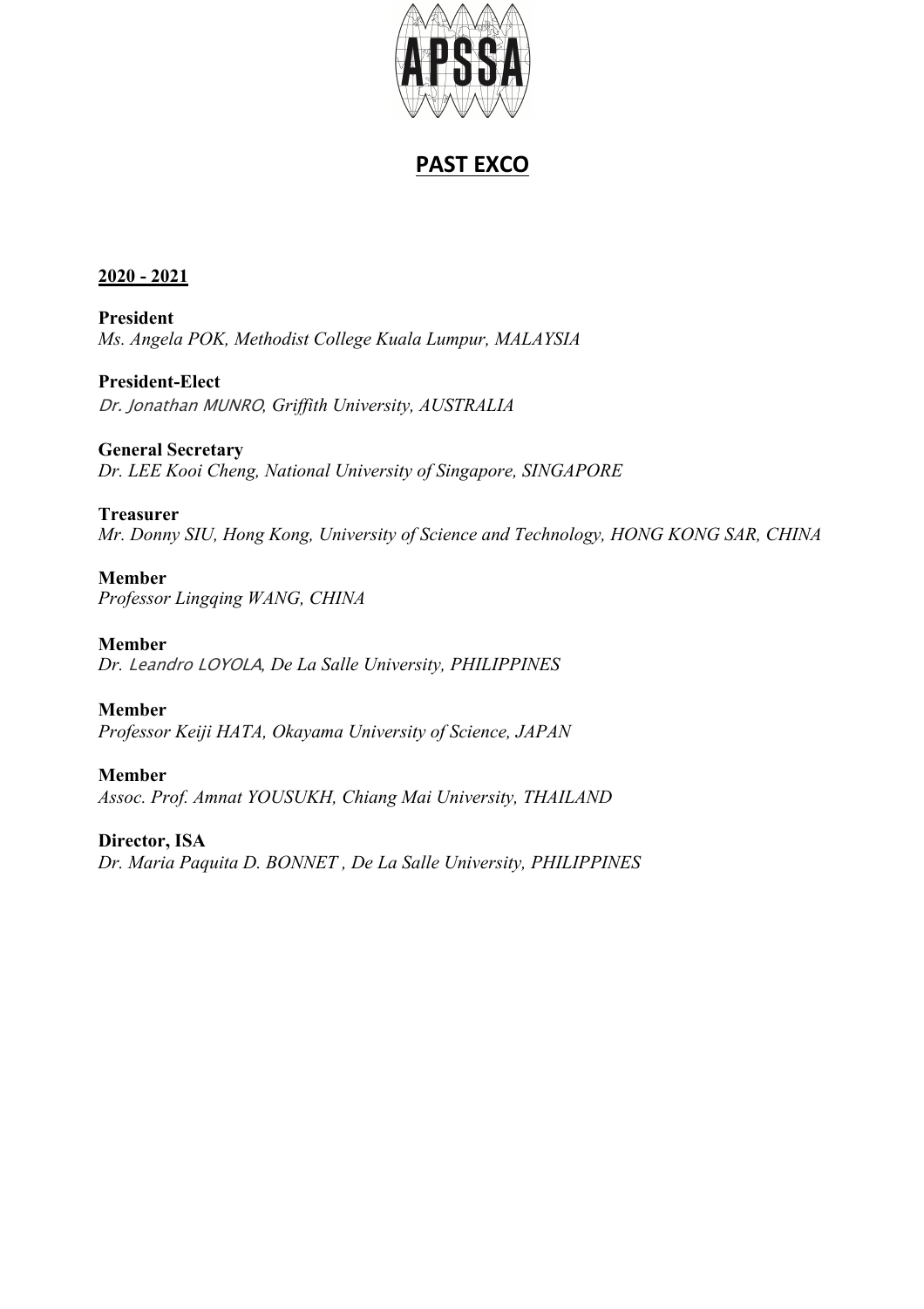# PAST EXCO

**2020 - 2021**

**President**
*Ms. Angela POK, Methodist College Kuala Lumpur, MALAYSIA*

**President-Elect**
*Dr. Jonathan MUNRO, Griffith University, AUSTRALIA*

**General Secretary**
*Dr. LEE Kooi Cheng, National University of Singapore, SINGAPORE*

**Treasurer**
*Mr. Donny SIU, Hong Kong, University of Science and Technology, HONG KONG SAR, CHINA*

**Member**
*Professor Lingqing WANG, CHINA*

**Member**
*Dr. Leandro LOYOLA, De La Salle University, PHILIPPINES*

**Member**
*Professor Keiji HATA, Okayama University of Science, JAPAN*

**Member**
*Assoc. Prof. Amnat YOUSUKH, Chiang Mai University, THAILAND*

**Director, ISA**
*Dr. Maria Paquita D. BONNET , De La Salle University, PHILIPPINES*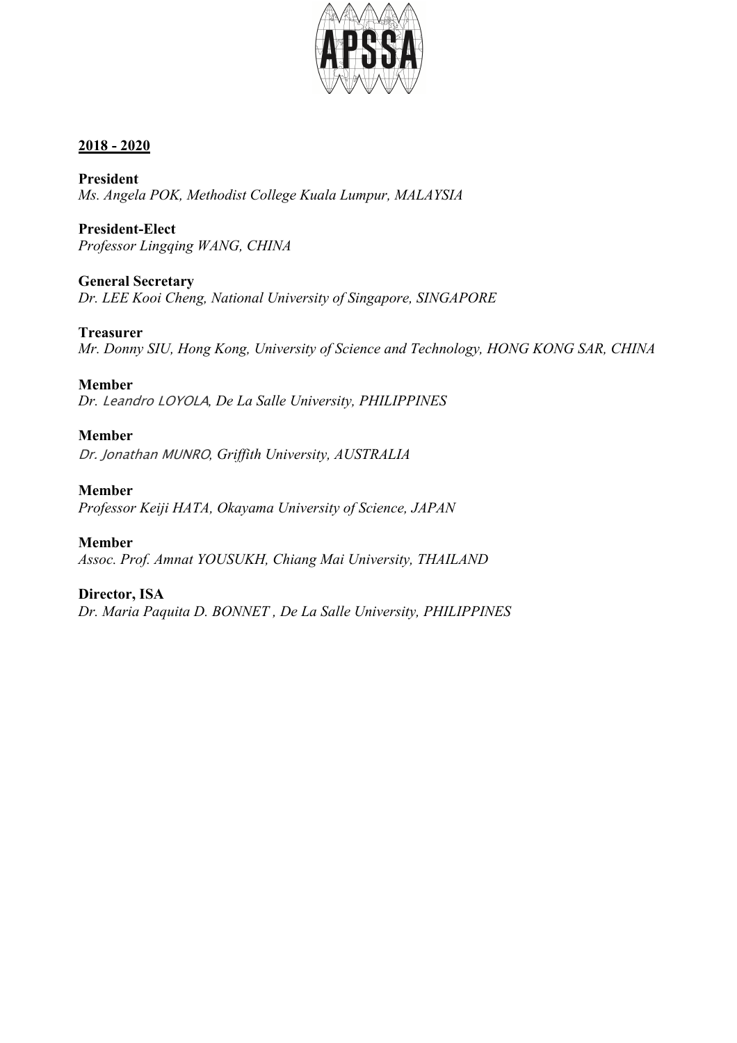**<u>2018 - 2020</u>**

**President**
*Ms. Angela POK, Methodist College Kuala Lumpur, MALAYSIA*

**President-Elect**
*Professor Lingqing WANG, CHINA*

**General Secretary**
*Dr. LEE Kooi Cheng, National University of Singapore, SINGAPORE*

**Treasurer**
*Mr. Donny SIU, Hong Kong, University of Science and Technology, HONG KONG SAR, CHINA*

**Member**
*Dr. Leandro LOYOLA, De La Salle University, PHILIPPINES*

**Member**
*Dr. Jonathan MUNRO, Griffith University, AUSTRALIA*

**Member**
*Professor Keiji HATA, Okayama University of Science, JAPAN*

**Member**
*Assoc. Prof. Amnat YOUSUKH, Chiang Mai University, THAILAND*

**Director, ISA**
*Dr. Maria Paquita D. BONNET , De La Salle University, PHILIPPINES*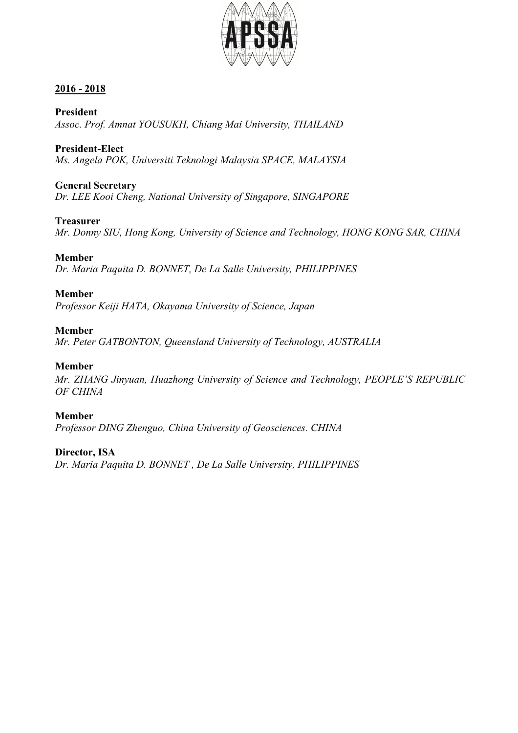**2016 - 2018**

**President**
*Assoc. Prof. Amnat YOUSUKH, Chiang Mai University, THAILAND*

**President-Elect**
*Ms. Angela POK, Universiti Teknologi Malaysia SPACE, MALAYSIA*

**General Secretary**
*Dr. LEE Kooi Cheng, National University of Singapore, SINGAPORE*

**Treasurer**
*Mr. Donny SIU, Hong Kong, University of Science and Technology, HONG KONG SAR, CHINA*

**Member**
*Dr. Maria Paquita D. BONNET, De La Salle University, PHILIPPINES*

**Member**
*Professor Keiji HATA, Okayama University of Science, Japan*

**Member**
*Mr. Peter GATBONTON, Queensland University of Technology, AUSTRALIA*

**Member**
*Mr. ZHANG Jinyuan, Huazhong University of Science and Technology, PEOPLE'S REPUBLIC OF CHINA*

**Member**
*Professor DING Zhenguo, China University of Geosciences. CHINA*

**Director, ISA**
*Dr. Maria Paquita D. BONNET , De La Salle University, PHILIPPINES*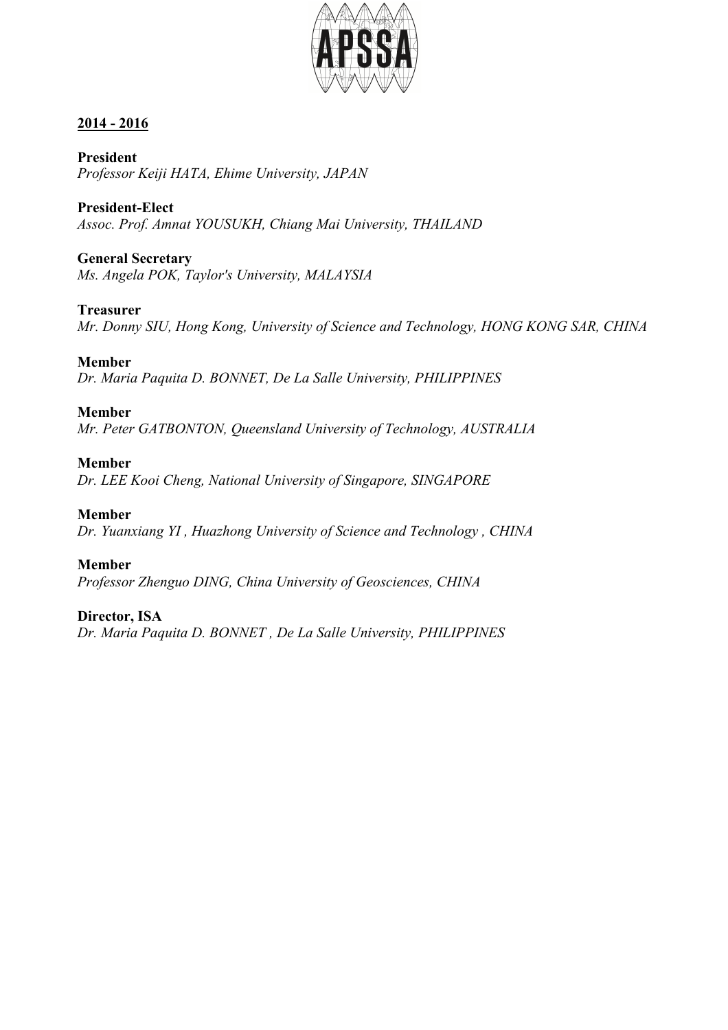**2014 - 2016**

**President**
*Professor Keiji HATA, Ehime University, JAPAN*

**President-Elect**
*Assoc. Prof. Amnat YOUSUKH, Chiang Mai University, THAILAND*

**General Secretary**
*Ms. Angela POK, Taylor's University, MALAYSIA*

**Treasurer**
*Mr. Donny SIU, Hong Kong, University of Science and Technology, HONG KONG SAR, CHINA*

**Member**
*Dr. Maria Paquita D. BONNET, De La Salle University, PHILIPPINES*

**Member**
*Mr. Peter GATBONTON, Queensland University of Technology, AUSTRALIA*

**Member**
*Dr. LEE Kooi Cheng, National University of Singapore, SINGAPORE*

**Member**
*Dr. Yuanxiang YI , Huazhong University of Science and Technology , CHINA*

**Member**
*Professor Zhenguo DING, China University of Geosciences, CHINA*

**Director, ISA**
*Dr. Maria Paquita D. BONNET , De La Salle University, PHILIPPINES*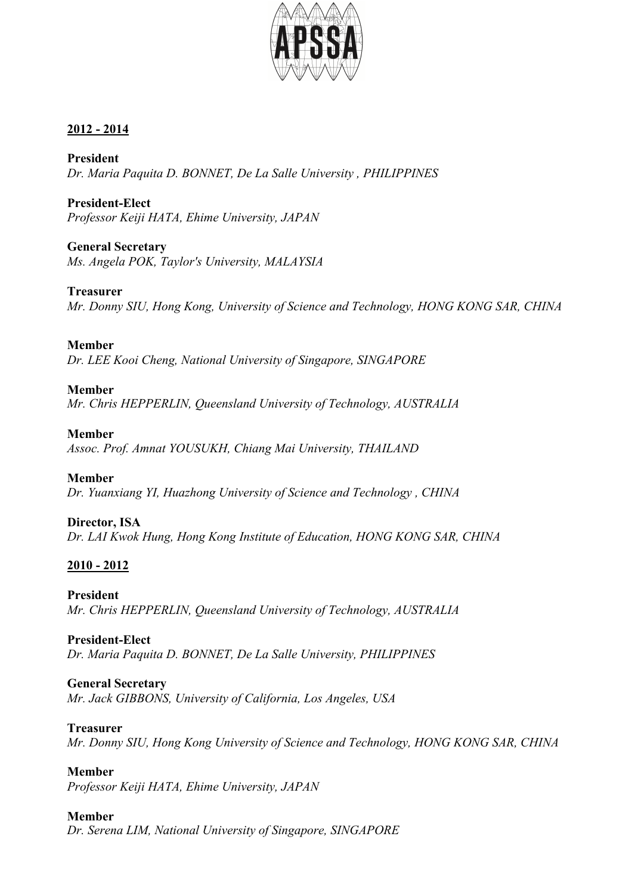**2012 - 2014**

**President**
*Dr. Maria Paquita D. BONNET, De La Salle University , PHILIPPINES*

**President-Elect**
*Professor Keiji HATA, Ehime University, JAPAN*

**General Secretary**
*Ms. Angela POK, Taylor's University, MALAYSIA*

**Treasurer**
*Mr. Donny SIU, Hong Kong, University of Science and Technology, HONG KONG SAR, CHINA*

**Member**
*Dr. LEE Kooi Cheng, National University of Singapore, SINGAPORE*

**Member**
*Mr. Chris HEPPERLIN, Queensland University of Technology, AUSTRALIA*

**Member**
*Assoc. Prof. Amnat YOUSUKH, Chiang Mai University, THAILAND*

**Member**
*Dr. Yuanxiang YI, Huazhong University of Science and Technology , CHINA*

**Director, ISA**
*Dr. LAI Kwok Hung, Hong Kong Institute of Education, HONG KONG SAR, CHINA*

**2010 - 2012**

**President**
*Mr. Chris HEPPERLIN, Queensland University of Technology, AUSTRALIA*

**President-Elect**
*Dr. Maria Paquita D. BONNET, De La Salle University, PHILIPPINES*

**General Secretary**
*Mr. Jack GIBBONS, University of California, Los Angeles, USA*

**Treasurer**
*Mr. Donny SIU, Hong Kong University of Science and Technology, HONG KONG SAR, CHINA*

**Member**
*Professor Keiji HATA, Ehime University, JAPAN*

**Member**
*Dr. Serena LIM, National University of Singapore, SINGAPORE*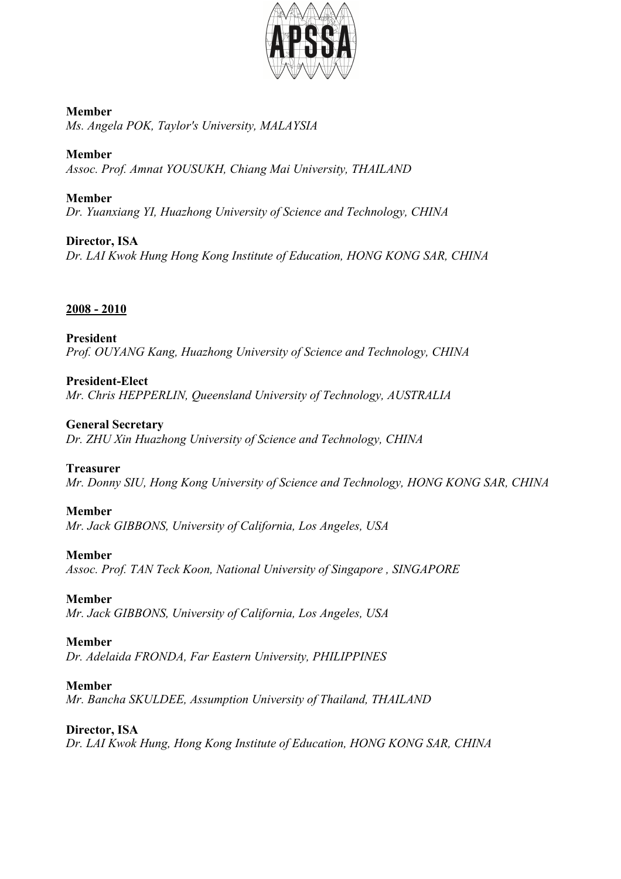**Member**
*Ms. Angela POK, Taylor's University, MALAYSIA*

**Member**
*Assoc. Prof. Amnat YOUSUKH, Chiang Mai University, THAILAND*

**Member**
*Dr. Yuanxiang YI, Huazhong University of Science and Technology, CHINA*

**Director, ISA**
*Dr. LAI Kwok Hung Hong Kong Institute of Education, HONG KONG SAR, CHINA*

<u>**2008 - 2010**</u>

**President**
*Prof. OUYANG Kang, Huazhong University of Science and Technology, CHINA*

**President-Elect**
*Mr. Chris HEPPERLIN, Queensland University of Technology, AUSTRALIA*

**General Secretary**
*Dr. ZHU Xin Huazhong University of Science and Technology, CHINA*

**Treasurer**
*Mr. Donny SIU, Hong Kong University of Science and Technology, HONG KONG SAR, CHINA*

**Member**
*Mr. Jack GIBBONS, University of California, Los Angeles, USA*

**Member**
*Assoc. Prof. TAN Teck Koon, National University of Singapore , SINGAPORE*

**Member**
*Mr. Jack GIBBONS, University of California, Los Angeles, USA*

**Member**
*Dr. Adelaida FRONDA, Far Eastern University, PHILIPPINES*

**Member**
*Mr. Bancha SKULDEE, Assumption University of Thailand, THAILAND*

**Director, ISA**
*Dr. LAI Kwok Hung, Hong Kong Institute of Education, HONG KONG SAR, CHINA*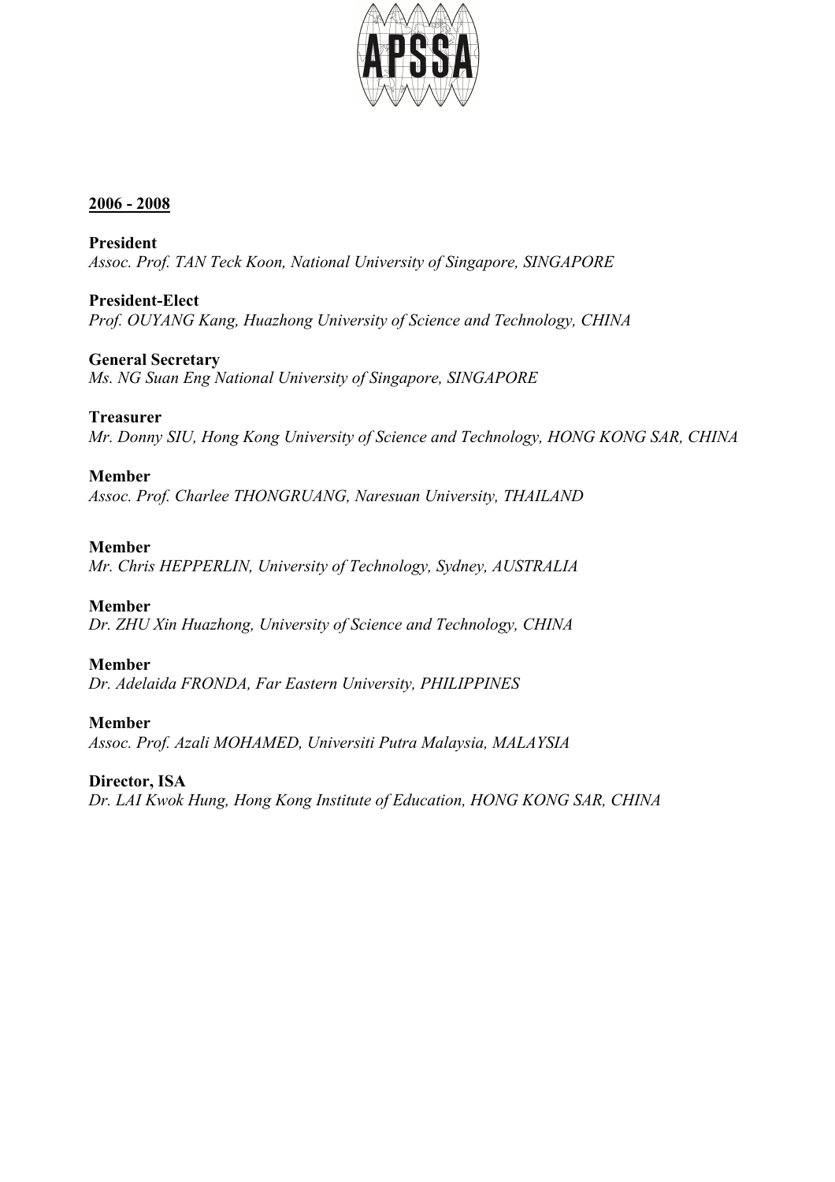**2006 - 2008**

**President**
*Assoc. Prof. TAN Teck Koon, National University of Singapore, SINGAPORE*

**President-Elect**
*Prof. OUYANG Kang, Huazhong University of Science and Technology, CHINA*

**General Secretary**
*Ms. NG Suan Eng National University of Singapore, SINGAPORE*

**Treasurer**
*Mr. Donny SIU, Hong Kong University of Science and Technology, HONG KONG SAR, CHINA*

**Member**
*Assoc. Prof. Charlee THONGRUANG, Naresuan University, THAILAND*

**Member**
*Mr. Chris HEPPERLIN, University of Technology, Sydney, AUSTRALIA*

**Member**
*Dr. ZHU Xin Huazhong, University of Science and Technology, CHINA*

**Member**
*Dr. Adelaida FRONDA, Far Eastern University, PHILIPPINES*

**Member**
*Assoc. Prof. Azali MOHAMED, Universiti Putra Malaysia, MALAYSIA*

**Director, ISA**
*Dr. LAI Kwok Hung, Hong Kong Institute of Education, HONG KONG SAR, CHINA*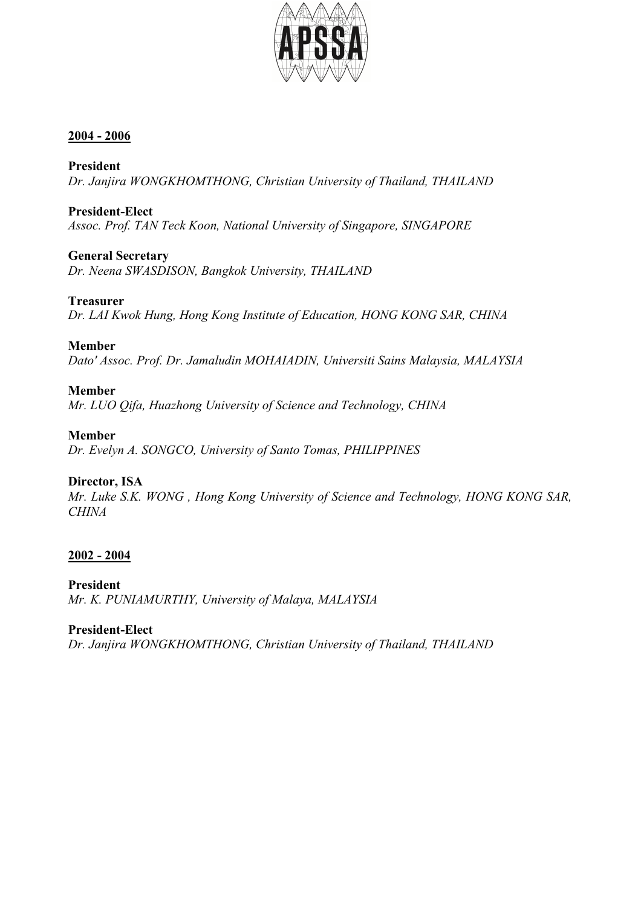**2004 - 2006**

**President**
*Dr. Janjira WONGKHOMTHONG, Christian University of Thailand, THAILAND*

**President-Elect**
*Assoc. Prof. TAN Teck Koon, National University of Singapore, SINGAPORE*

**General Secretary**
*Dr. Neena SWASDISON, Bangkok University, THAILAND*

**Treasurer**
*Dr. LAI Kwok Hung, Hong Kong Institute of Education, HONG KONG SAR, CHINA*

**Member**
*Dato' Assoc. Prof. Dr. Jamaludin MOHAIADIN, Universiti Sains Malaysia, MALAYSIA*

**Member**
*Mr. LUO Qifa, Huazhong University of Science and Technology, CHINA*

**Member**
*Dr. Evelyn A. SONGCO, University of Santo Tomas, PHILIPPINES*

**Director, ISA**
*Mr. Luke S.K. WONG , Hong Kong University of Science and Technology, HONG KONG SAR, CHINA*

**2002 - 2004**

**President**
*Mr. K. PUNIAMURTHY, University of Malaya, MALAYSIA*

**President-Elect**
*Dr. Janjira WONGKHOMTHONG, Christian University of Thailand, THAILAND*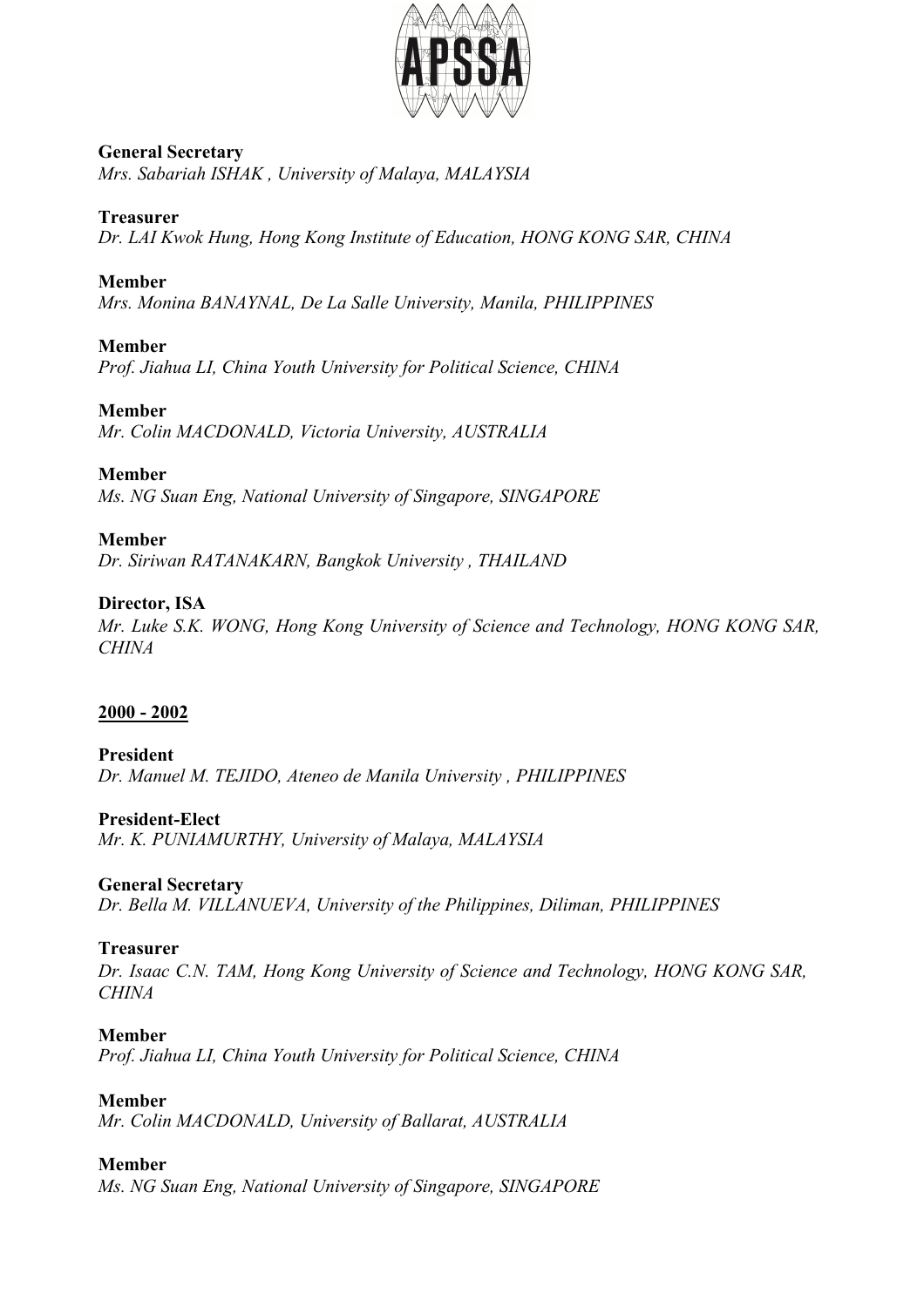**General Secretary**
*Mrs. Sabariah ISHAK , University of Malaya, MALAYSIA*

**Treasurer**
*Dr. LAI Kwok Hung, Hong Kong Institute of Education, HONG KONG SAR, CHINA*

**Member**
*Mrs. Monina BANAYNAL, De La Salle University, Manila, PHILIPPINES*

**Member**
*Prof. Jiahua LI, China Youth University for Political Science, CHINA*

**Member**
*Mr. Colin MACDONALD, Victoria University, AUSTRALIA*

**Member**
*Ms. NG Suan Eng, National University of Singapore, SINGAPORE*

**Member**
*Dr. Siriwan RATANAKARN, Bangkok University , THAILAND*

**Director, ISA**
*Mr. Luke S.K. WONG, Hong Kong University of Science and Technology, HONG KONG SAR, CHINA*

## 2000 - 2002

**President**
*Dr. Manuel M. TEJIDO, Ateneo de Manila University , PHILIPPINES*

**President-Elect**
*Mr. K. PUNIAMURTHY, University of Malaya, MALAYSIA*

**General Secretary**
*Dr. Bella M. VILLANUEVA, University of the Philippines, Diliman, PHILIPPINES*

**Treasurer**
*Dr. Isaac C.N. TAM, Hong Kong University of Science and Technology, HONG KONG SAR, CHINA*

**Member**
*Prof. Jiahua LI, China Youth University for Political Science, CHINA*

**Member**
*Mr. Colin MACDONALD, University of Ballarat, AUSTRALIA*

**Member**
*Ms. NG Suan Eng, National University of Singapore, SINGAPORE*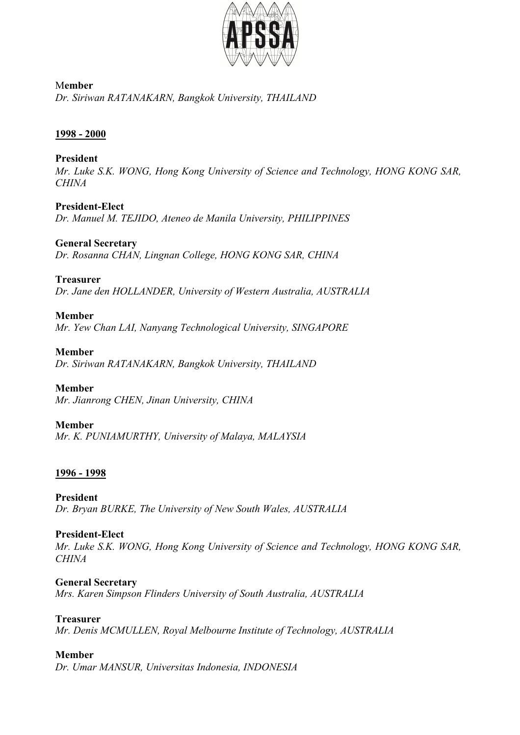**Member**
*Dr. Siriwan RATANAKARN, Bangkok University, THAILAND*

**1998 - 2000**

**President**
*Mr. Luke S.K. WONG, Hong Kong University of Science and Technology, HONG KONG SAR, CHINA*

**President-Elect**
*Dr. Manuel M. TEJIDO, Ateneo de Manila University, PHILIPPINES*

**General Secretary**
*Dr. Rosanna CHAN, Lingnan College, HONG KONG SAR, CHINA*

**Treasurer**
*Dr. Jane den HOLLANDER, University of Western Australia, AUSTRALIA*

**Member**
*Mr. Yew Chan LAI, Nanyang Technological University, SINGAPORE*

**Member**
*Dr. Siriwan RATANAKARN, Bangkok University, THAILAND*

**Member**
*Mr. Jianrong CHEN, Jinan University, CHINA*

**Member**
*Mr. K. PUNIAMURTHY, University of Malaya, MALAYSIA*

**1996 - 1998**

**President**
*Dr. Bryan BURKE, The University of New South Wales, AUSTRALIA*

**President-Elect**
*Mr. Luke S.K. WONG, Hong Kong University of Science and Technology, HONG KONG SAR, CHINA*

**General Secretary**
*Mrs. Karen Simpson Flinders University of South Australia, AUSTRALIA*

**Treasurer**
*Mr. Denis MCMULLEN, Royal Melbourne Institute of Technology, AUSTRALIA*

**Member**
*Dr. Umar MANSUR, Universitas Indonesia, INDONESIA*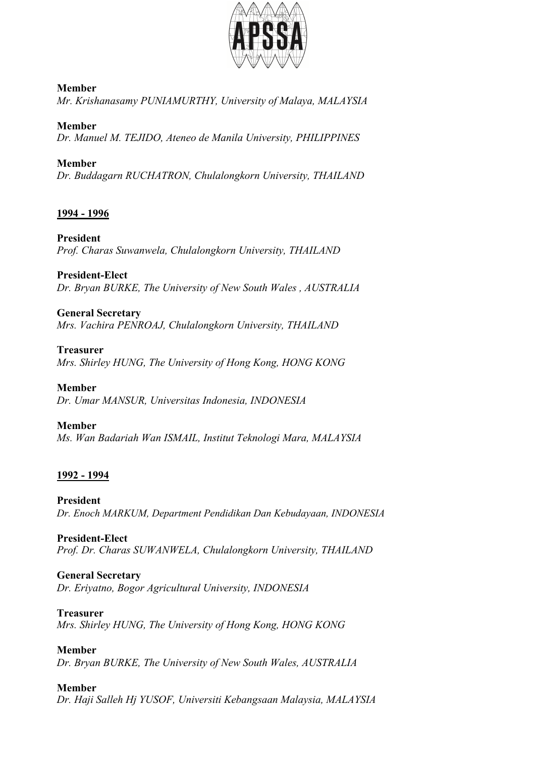**Member**
*Mr. Krishanasamy PUNIAMURTHY, University of Malaya, MALAYSIA*

**Member**
*Dr. Manuel M. TEJIDO, Ateneo de Manila University, PHILIPPINES*

**Member**
*Dr. Buddagarn RUCHATRON, Chulalongkorn University, THAILAND*

## 1994 - 1996

**President**
*Prof. Charas Suwanwela, Chulalongkorn University, THAILAND*

**President-Elect**
*Dr. Bryan BURKE, The University of New South Wales , AUSTRALIA*

**General Secretary**
*Mrs. Vachira PENROAJ, Chulalongkorn University, THAILAND*

**Treasurer**
*Mrs. Shirley HUNG, The University of Hong Kong, HONG KONG*

**Member**
*Dr. Umar MANSUR, Universitas Indonesia, INDONESIA*

**Member**
*Ms. Wan Badariah Wan ISMAIL, Institut Teknologi Mara, MALAYSIA*

## 1992 - 1994

**President**
*Dr. Enoch MARKUM, Department Pendidikan Dan Kebudayaan, INDONESIA*

**President-Elect**
*Prof. Dr. Charas SUWANWELA, Chulalongkorn University, THAILAND*

**General Secretary**
*Dr. Eriyatno, Bogor Agricultural University, INDONESIA*

**Treasurer**
*Mrs. Shirley HUNG, The University of Hong Kong, HONG KONG*

**Member**
*Dr. Bryan BURKE, The University of New South Wales, AUSTRALIA*

**Member**
*Dr. Haji Salleh Hj YUSOF, Universiti Kebangsaan Malaysia, MALAYSIA*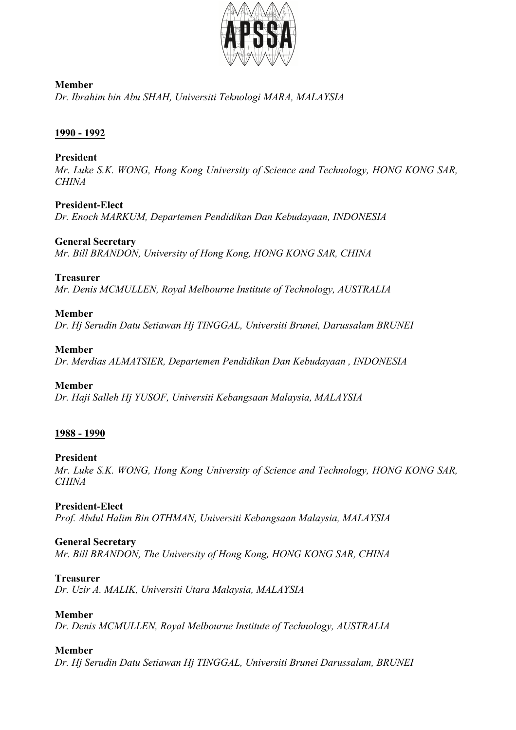**Member**
*Dr. Ibrahim bin Abu SHAH, Universiti Teknologi MARA, MALAYSIA*

## 1990 - 1992

**President**
*Mr. Luke S.K. WONG, Hong Kong University of Science and Technology, HONG KONG SAR, CHINA*

**President-Elect**
*Dr. Enoch MARKUM, Departemen Pendidikan Dan Kebudayaan, INDONESIA*

**General Secretary**
*Mr. Bill BRANDON, University of Hong Kong, HONG KONG SAR, CHINA*

**Treasurer**
*Mr. Denis MCMULLEN, Royal Melbourne Institute of Technology, AUSTRALIA*

**Member**
*Dr. Hj Serudin Datu Setiawan Hj TINGGAL, Universiti Brunei, Darussalam BRUNEI*

**Member**
*Dr. Merdias ALMATSIER, Departemen Pendidikan Dan Kebudayaan , INDONESIA*

**Member**
*Dr. Haji Salleh Hj YUSOF, Universiti Kebangsaan Malaysia, MALAYSIA*

## 1988 - 1990

**President**
*Mr. Luke S.K. WONG, Hong Kong University of Science and Technology, HONG KONG SAR, CHINA*

**President-Elect**
*Prof. Abdul Halim Bin OTHMAN, Universiti Kebangsaan Malaysia, MALAYSIA*

**General Secretary**
*Mr. Bill BRANDON, The University of Hong Kong, HONG KONG SAR, CHINA*

**Treasurer**
*Dr. Uzir A. MALIK, Universiti Utara Malaysia, MALAYSIA*

**Member**
*Dr. Denis MCMULLEN, Royal Melbourne Institute of Technology, AUSTRALIA*

**Member**
*Dr. Hj Serudin Datu Setiawan Hj TINGGAL, Universiti Brunei Darussalam, BRUNEI*